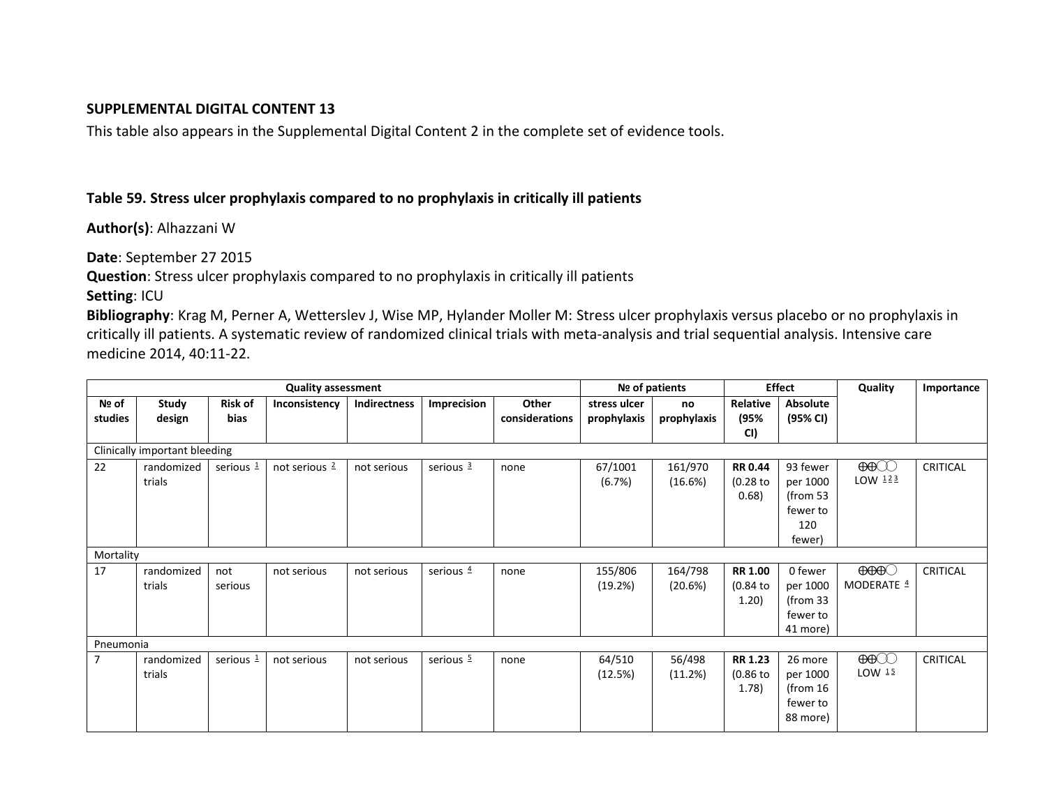**SUPPLEMENTAL DIGITAL CONTENT 13**

This table also appears in the Supplemental Digital Content 2 in the complete set of evidence tools.

**Table 59. Stress ulcer prophylaxis compared to no prophylaxis in critically ill patients**

**Author(s)**: Alhazzani W

**Date**: September 27 2015
**Question**: Stress ulcer prophylaxis compared to no prophylaxis in critically ill patients
**Setting**: ICU
**Bibliography**: Krag M, Perner A, Wetterslev J, Wise MP, Hylander Moller M: Stress ulcer prophylaxis versus placebo or no prophylaxis in critically ill patients. A systematic review of randomized clinical trials with meta-analysis and trial sequential analysis. Intensive care medicine 2014, 40:11-22.

| Quality assessment | | | | | | | № of patients | | Effect | | Quality | Importance |
|---|---|---|---|---|---|---|---|---|---|---|---|---|
| № of studies | Study design | Risk of bias | Inconsistency | Indirectness | Imprecision | Other considerations | stress ulcer prophylaxis | no prophylaxis | Relative (95% CI) | Absolute (95% CI) | | |
| Clinically important bleeding | | | | | | | | | | | | |
| 22 | randomized trials | serious [1] | not serious [2] | not serious | serious [3] | none | 67/1001 (6.7%) | 161/970 (16.6%) | **RR 0.44** (0.28 to 0.68) | 93 fewer per 1000 (from 53 fewer to 120 fewer) | ⨁⨁◯◯ LOW [1 2 3] | CRITICAL |
| Mortality | | | | | | | | | | | | |
| 17 | randomized trials | not serious | not serious | not serious | serious [4] | none | 155/806 (19.2%) | 164/798 (20.6%) | **RR 1.00** (0.84 to 1.20) | 0 fewer per 1000 (from 33 fewer to 41 more) | ⨁⨁⨁◯ MODERATE [4] | CRITICAL |
| Pneumonia | | | | | | | | | | | | |
| 7 | randomized trials | serious [1] | not serious | not serious | serious [5] | none | 64/510 (12.5%) | 56/498 (11.2%) | **RR 1.23** (0.86 to 1.78) | 26 more per 1000 (from 16 fewer to 88 more) | ⨁⨁◯◯ LOW [1 5] | CRITICAL |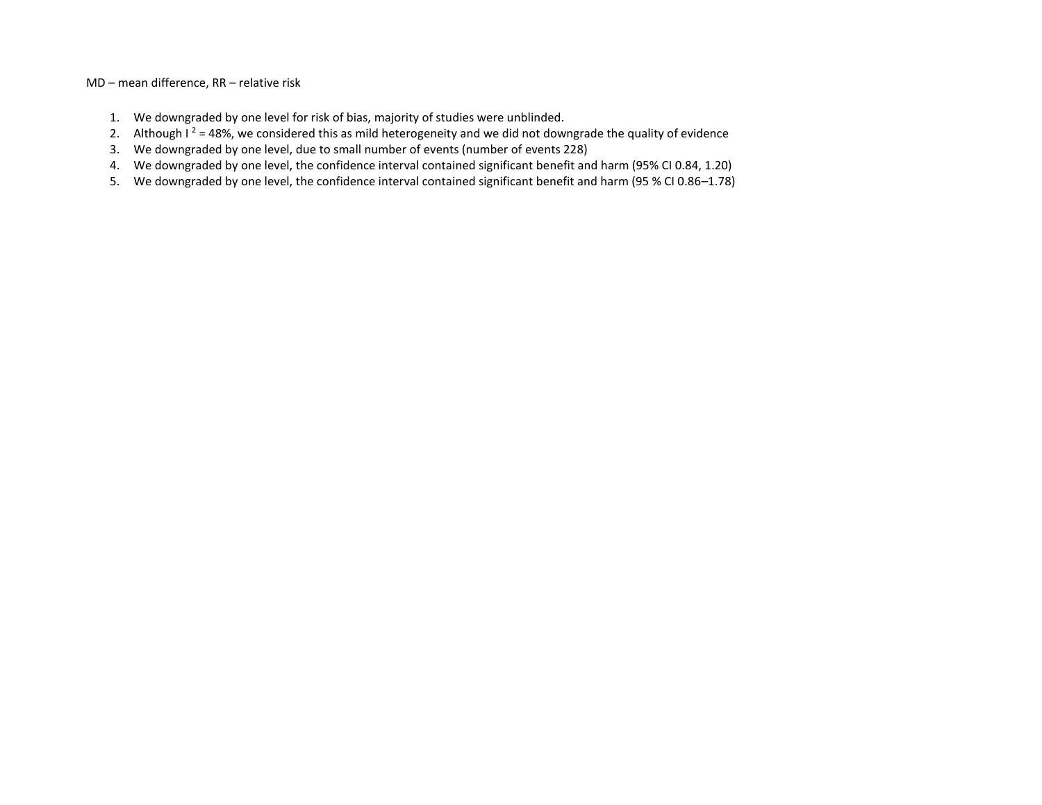MD – mean difference, RR – relative risk

1. We downgraded by one level for risk of bias, majority of studies were unblinded.
2. Although $I^2 = 48\%$, we considered this as mild heterogeneity and we did not downgrade the quality of evidence
3. We downgraded by one level, due to small number of events (number of events 228)
4. We downgraded by one level, the confidence interval contained significant benefit and harm (95% CI 0.84, 1.20)
5. We downgraded by one level, the confidence interval contained significant benefit and harm (95 % CI 0.86–1.78)